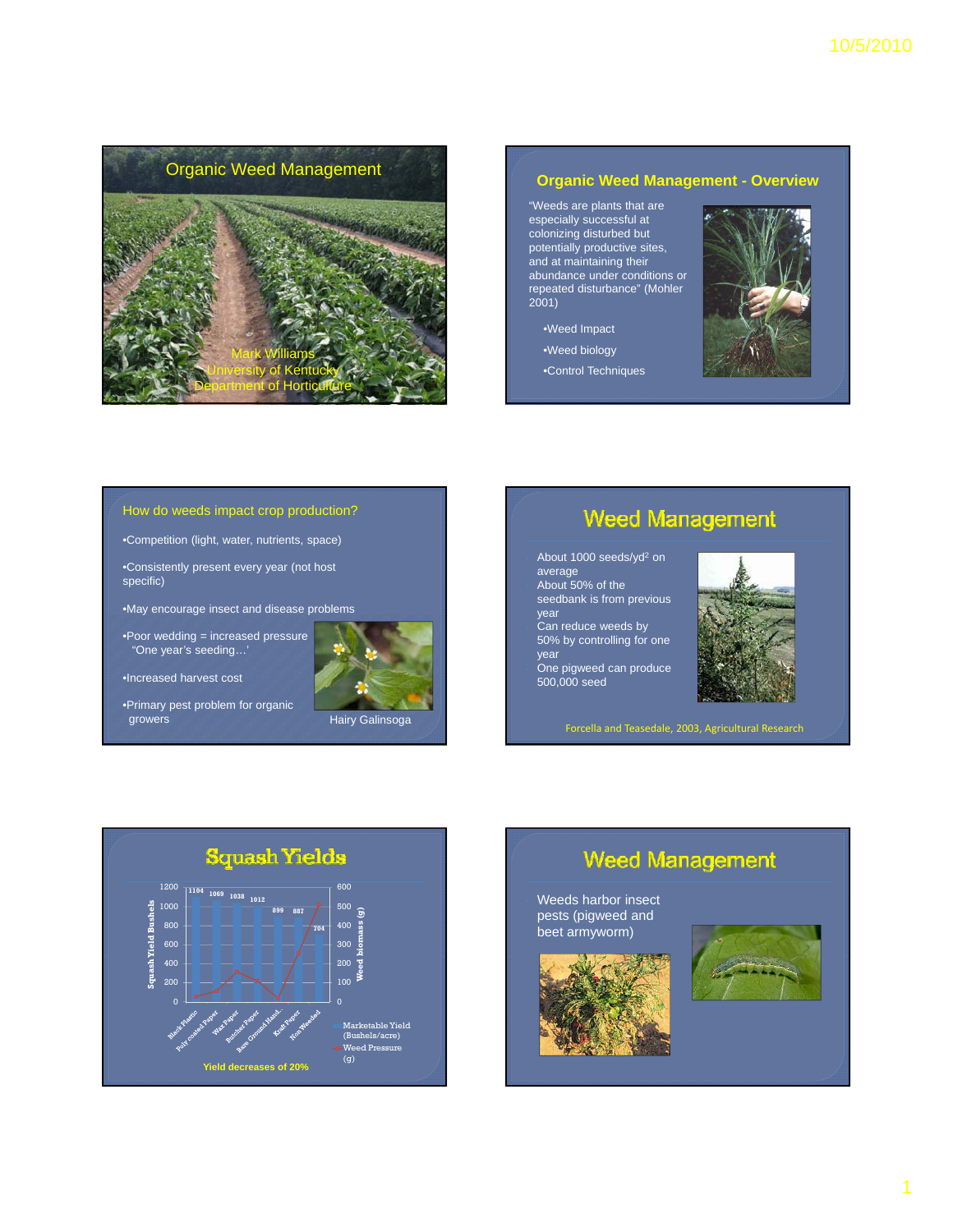# Organic Weed Management

Mark Williams
University of Kentucky
Department of Horticulture

## Organic Weed Management - Overview

"Weeds are plants that are especially successful at colonizing disturbed but potentially productive sites, and at maintaining their abundance under conditions or repeated disturbance" (Mohler 2001)

- Weed Impact
- Weed biology
- Control Techniques

## How do weeds impact crop production?

- Competition (light, water, nutrients, space)
- Consistently present every year (not host specific)
- May encourage insect and disease problems
- Poor wedding = increased pressure "One year's seeding…'
- Increased harvest cost
- Primary pest problem for organic growers

Hairy Galinsoga

## Weed Management

- About 1000 seeds/yd$^2$ on average
- About 50% of the seedbank is from previous year
- Can reduce weeds by 50% by controlling for one year
- One pigweed can produce 500,000 seed

Forcella and Teasedale, 2003, Agricultural Research

## Squash Yields

| Treatment | Marketable Yield (Bushels/acre) |
|---|---|
| Black Plastic | 1104 |
| Poly coated Paper | 1069 |
| Wax Paper | 1038 |
| Butcher Paper | 1012 |
| Bare Ground Hand.. | 899 |
| Kraft Paper | 887 |
| Non Weeded | 704 |

Left axis: Squash Yield Bushels (0–1200); right axis: Weed biomass (g) (0–600). Legend: Marketable Yield (Bushels/acre); Weed Pressure (g)

Yield decreases of 20%

## Weed Management

- Weeds harbor insect pests (pigweed and beet armyworm)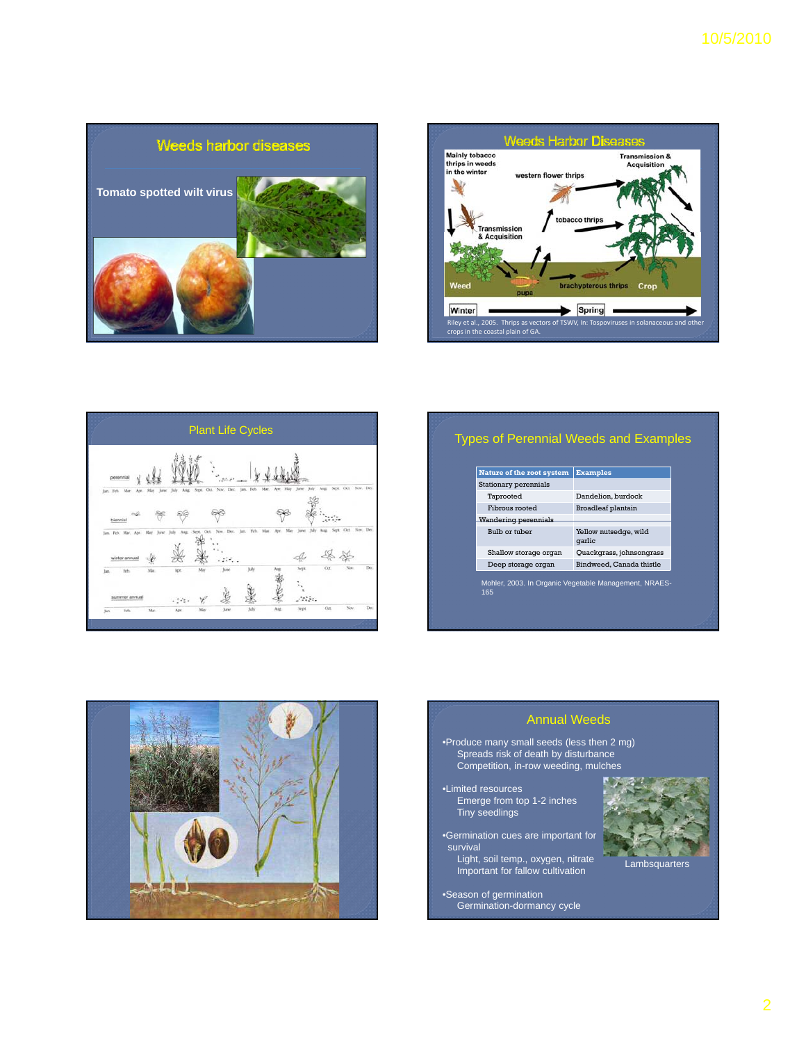## Weeds harbor diseases

Tomato spotted wilt virus

## Weeds Harbor Diseases

Mainly tobacco thrips in weeds in the winter

Transmission & Acquisition

western flower thrips

tobacco thrips

Transmission & Acquisition

Weed

pupa

brachypterous thrips

Crop

Winter

Spring

Riley et al., 2005. Thrips as vectors of TSWV, In: Tospoviruses in solanaceous and other crops in the coastal plain of GA.

## Plant Life Cycles

perennial

biennial

winter annual

summer annual

## Types of Perennial Weeds and Examples

| Nature of the root system | Examples |
| --- | --- |
| Stationary perennials | |
| Taprooted | Dandelion, burdock |
| Fibrous rooted | Broadleaf plantain |
| Wandering perennials | |
| Bulb or tuber | Yellow nutsedge, wild garlic |
| Shallow storage organ | Quackgrass, johnsongrass |
| Deep storage organ | Bindweed, Canada thistle |

Mohler, 2003. In Organic Vegetable Management, NRAES-165

## Annual Weeds

- Produce many small seeds (less then 2 mg)
  - Spreads risk of death by disturbance
  - Competition, in-row weeding, mulches
- Limited resources
  - Emerge from top 1-2 inches
  - Tiny seedlings
- Germination cues are important for survival
  - Light, soil temp., oxygen, nitrate
  - Important for fallow cultivation
- Season of germination
  - Germination-dormancy cycle

Lambsquarters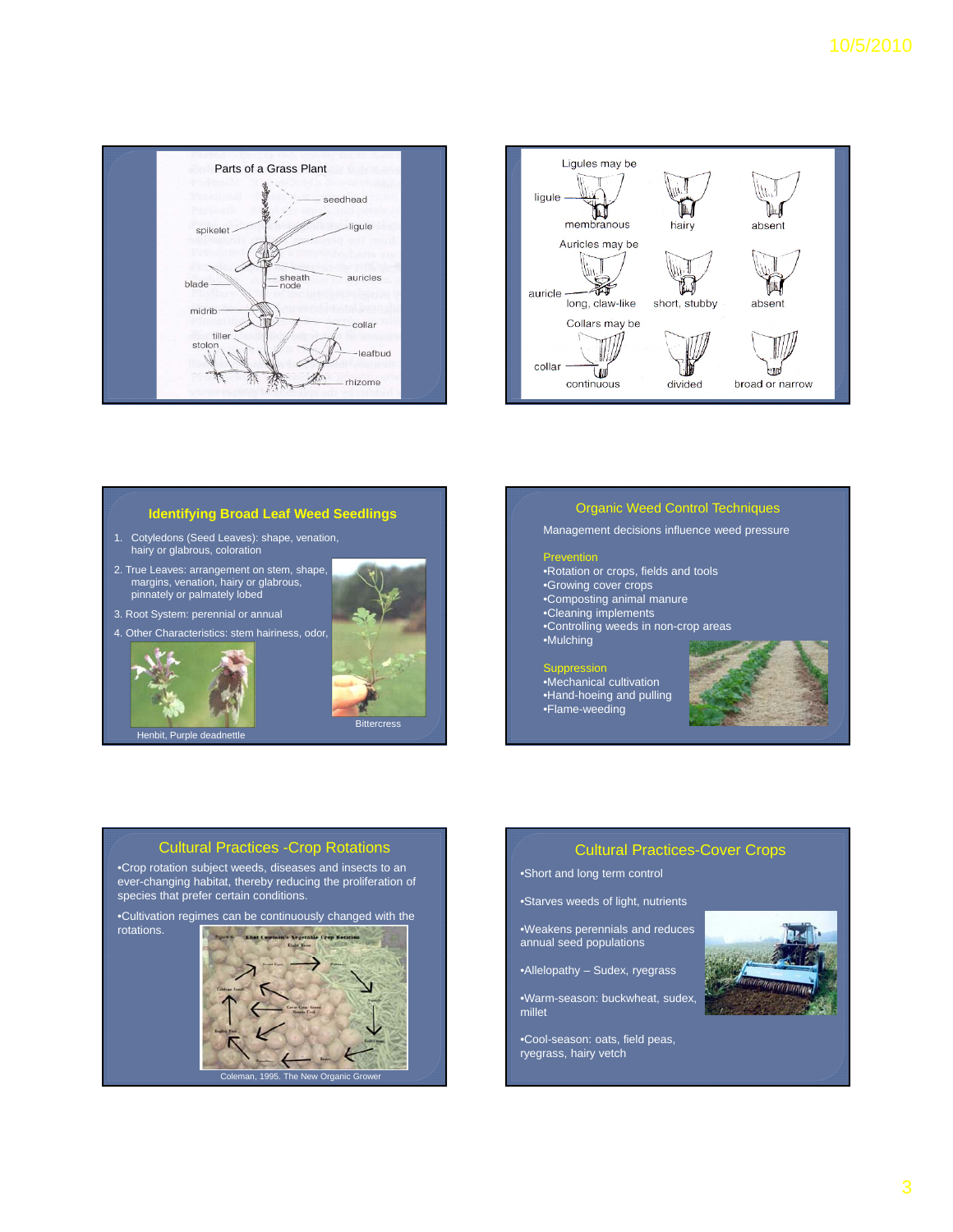## Parts of a Grass Plant

seedhead

spikelet

ligule

blade

sheath

node

auricles

midrib

collar

tiller

stolon

leafbud

rhizome

---

Ligules may be

ligule — membranous — hairy — absent

Auricles may be

auricle — long, claw-like — short, stubby — absent

Collars may be

collar — continuous — divided — broad or narrow

---

## Identifying Broad Leaf Weed Seedlings

1. Cotyledons (Seed Leaves): shape, venation, hairy or glabrous, coloration
2. True Leaves: arrangement on stem, shape, margins, venation, hairy or glabrous, pinnately or palmately lobed
3. Root System: perennial or annual
4. Other Characteristics: stem hairiness, odor,

Henbit, Purple deadnettle

Bittercress

---

## Organic Weed Control Techniques

Management decisions influence weed pressure

**Prevention**

- Rotation or crops, fields and tools
- Growing cover crops
- Composting animal manure
- Cleaning implements
- Controlling weeds in non-crop areas
- Mulching

**Suppression**

- Mechanical cultivation
- Hand-hoeing and pulling
- Flame-weeding

---

## Cultural Practices -Crop Rotations

- Crop rotation subject weeds, diseases and insects to an ever-changing habitat, thereby reducing the proliferation of species that prefer certain conditions.
- Cultivation regimes can be continuously changed with the rotations.

Coleman, 1995. The New Organic Grower

---

## Cultural Practices-Cover Crops

- Short and long term control
- Starves weeds of light, nutrients
- Weakens perennials and reduces annual seed populations
- Allelopathy – Sudex, ryegrass
- Warm-season: buckwheat, sudex, millet
- Cool-season: oats, field peas, ryegrass, hairy vetch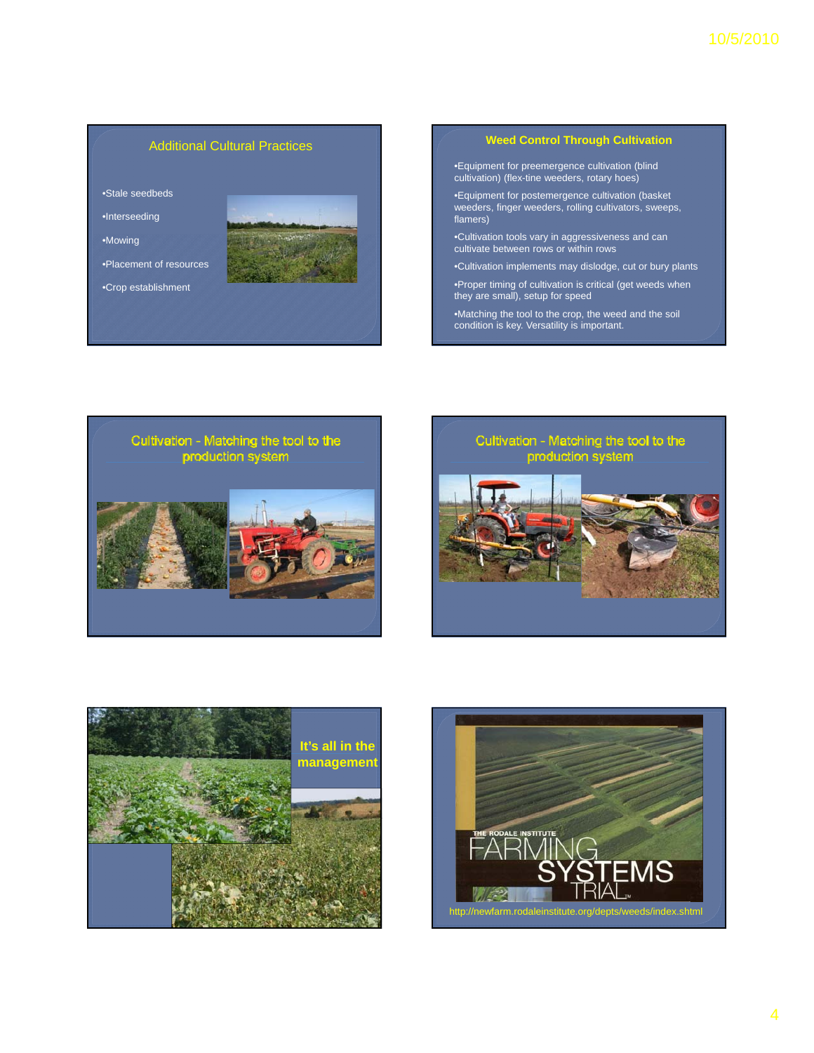## Additional Cultural Practices

- Stale seedbeds
- Interseeding
- Mowing
- Placement of resources
- Crop establishment

## Weed Control Through Cultivation

- Equipment for preemergence cultivation (blind cultivation) (flex-tine weeders, rotary hoes)
- Equipment for postemergence cultivation (basket weeders, finger weeders, rolling cultivators, sweeps, flamers)
- Cultivation tools vary in aggressiveness and can cultivate between rows or within rows
- Cultivation implements may dislodge, cut or bury plants
- Proper timing of cultivation is critical (get weeds when they are small), setup for speed
- Matching the tool to the crop, the weed and the soil condition is key. Versatility is important.

## Cultivation - Matching the tool to the production system

## Cultivation - Matching the tool to the production system

## It's all in the management

THE RODALE INSTITUTE FARMING SYSTEMS TRIAL™

http://newfarm.rodaleinstitute.org/depts/weeds/index.shtml